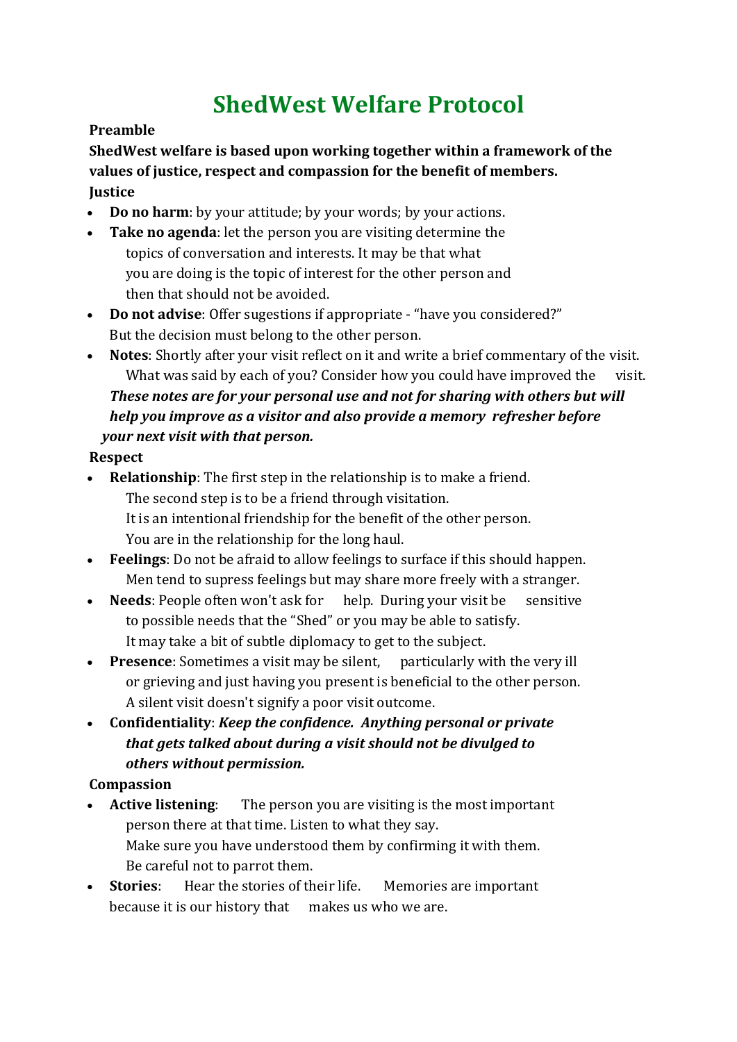# ShedWest Welfare Protocol

**Preamble**

**ShedWest welfare is based upon working together within a framework of the values of justice, respect and compassion for the benefit of members.**

**Justice**

- **Do no harm**: by your attitude; by your words; by your actions.
- **Take no agenda**: let the person you are visiting determine the topics of conversation and interests. It may be that what you are doing is the topic of interest for the other person and then that should not be avoided.
- **Do not advise**: Offer sugestions if appropriate - "have you considered?" But the decision must belong to the other person.
- **Notes**: Shortly after your visit reflect on it and write a brief commentary of the visit. What was said by each of you? Consider how you could have improved the visit. ***These notes are for your personal use and not for sharing with others but will help you improve as a visitor and also provide a memory refresher before your next visit with that person.***

**Respect**

- **Relationship**: The first step in the relationship is to make a friend. The second step is to be a friend through visitation. It is an intentional friendship for the benefit of the other person. You are in the relationship for the long haul.
- **Feelings**: Do not be afraid to allow feelings to surface if this should happen. Men tend to supress feelings but may share more freely with a stranger.
- **Needs**: People often won't ask for help. During your visit be sensitive to possible needs that the "Shed" or you may be able to satisfy. It may take a bit of subtle diplomacy to get to the subject.
- **Presence**: Sometimes a visit may be silent, particularly with the very ill or grieving and just having you present is beneficial to the other person. A silent visit doesn't signify a poor visit outcome.
- **Confidentiality**: ***Keep the confidence. Anything personal or private that gets talked about during a visit should not be divulged to others without permission.***

**Compassion**

- **Active listening**: The person you are visiting is the most important person there at that time. Listen to what they say. Make sure you have understood them by confirming it with them. Be careful not to parrot them.
- **Stories**: Hear the stories of their life. Memories are important because it is our history that makes us who we are.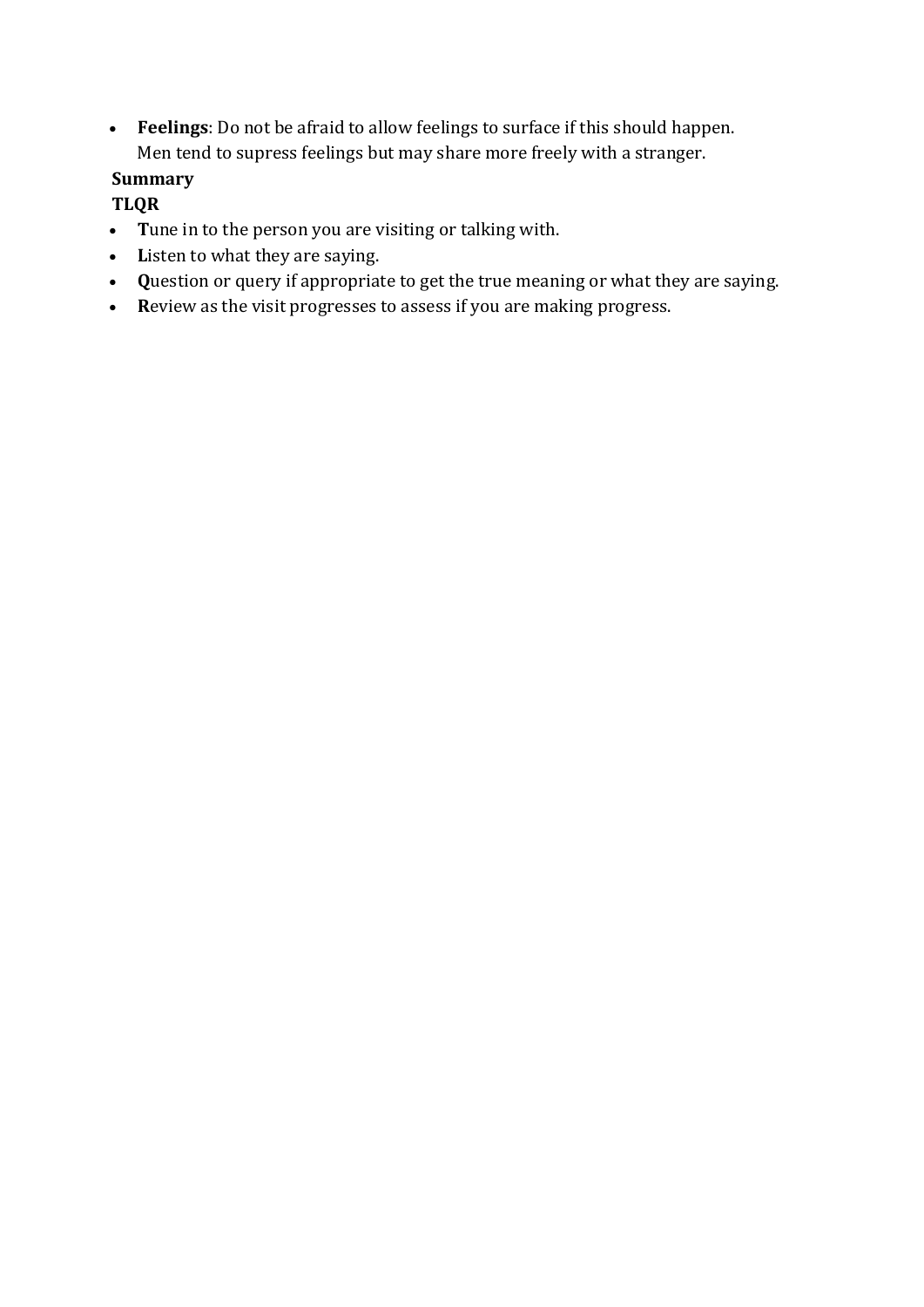- **Feelings**: Do not be afraid to allow feelings to surface if this should happen. Men tend to supress feelings but may share more freely with a stranger.

**Summary**

**TLQR**

- **T**une in to the person you are visiting or talking with.
- **L**isten to what they are saying.
- **Q**uestion or query if appropriate to get the true meaning or what they are saying.
- **R**eview as the visit progresses to assess if you are making progress.